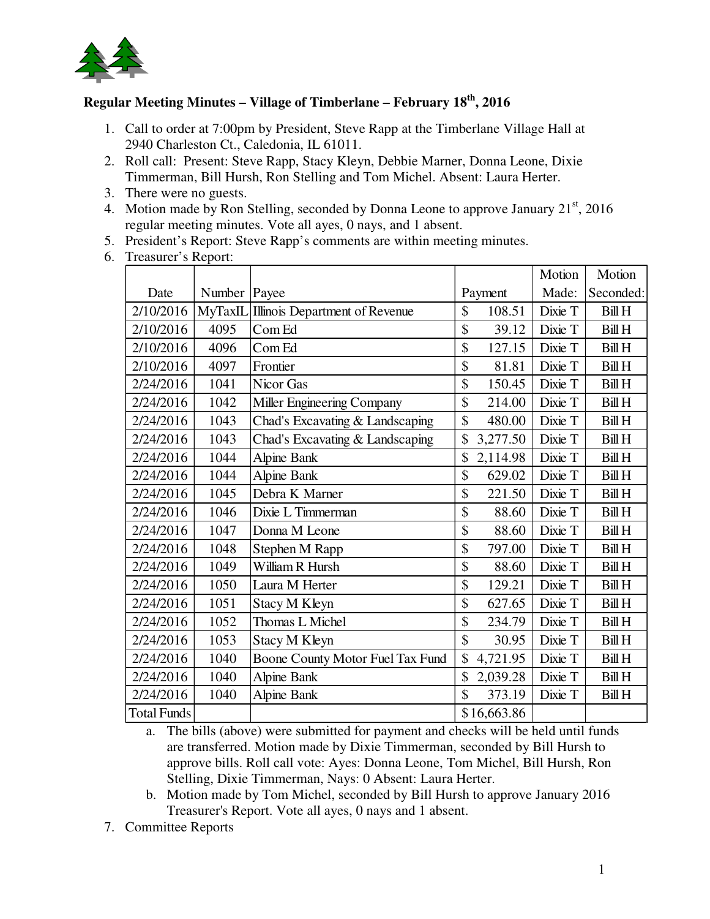## Regular Meeting Minutes – Village of Timberlane – February 18th, 2016

1. Call to order at 7:00pm by President, Steve Rapp at the Timberlane Village Hall at 2940 Charleston Ct., Caledonia, IL 61011.
2. Roll call: Present: Steve Rapp, Stacy Kleyn, Debbie Marner, Donna Leone, Dixie Timmerman, Bill Hursh, Ron Stelling and Tom Michel. Absent: Laura Herter.
3. There were no guests.
4. Motion made by Ron Stelling, seconded by Donna Leone to approve January 21st, 2016 regular meeting minutes. Vote all ayes, 0 nays, and 1 absent.
5. President's Report: Steve Rapp's comments are within meeting minutes.
6. Treasurer's Report:

| Date | Number | Payee | Payment | Motion Made: | Motion Seconded: |
|---|---|---|---|---|---|
| 2/10/2016 | MyTaxIL | Illinois Department of Revenue | $ 108.51 | Dixie T | Bill H |
| 2/10/2016 | 4095 | Com Ed | $ 39.12 | Dixie T | Bill H |
| 2/10/2016 | 4096 | Com Ed | $ 127.15 | Dixie T | Bill H |
| 2/10/2016 | 4097 | Frontier | $ 81.81 | Dixie T | Bill H |
| 2/24/2016 | 1041 | Nicor Gas | $ 150.45 | Dixie T | Bill H |
| 2/24/2016 | 1042 | Miller Engineering Company | $ 214.00 | Dixie T | Bill H |
| 2/24/2016 | 1043 | Chad's Excavating & Landscaping | $ 480.00 | Dixie T | Bill H |
| 2/24/2016 | 1043 | Chad's Excavating & Landscaping | $ 3,277.50 | Dixie T | Bill H |
| 2/24/2016 | 1044 | Alpine Bank | $ 2,114.98 | Dixie T | Bill H |
| 2/24/2016 | 1044 | Alpine Bank | $ 629.02 | Dixie T | Bill H |
| 2/24/2016 | 1045 | Debra K Marner | $ 221.50 | Dixie T | Bill H |
| 2/24/2016 | 1046 | Dixie L Timmerman | $ 88.60 | Dixie T | Bill H |
| 2/24/2016 | 1047 | Donna M Leone | $ 88.60 | Dixie T | Bill H |
| 2/24/2016 | 1048 | Stephen M Rapp | $ 797.00 | Dixie T | Bill H |
| 2/24/2016 | 1049 | William R Hursh | $ 88.60 | Dixie T | Bill H |
| 2/24/2016 | 1050 | Laura M Herter | $ 129.21 | Dixie T | Bill H |
| 2/24/2016 | 1051 | Stacy M Kleyn | $ 627.65 | Dixie T | Bill H |
| 2/24/2016 | 1052 | Thomas L Michel | $ 234.79 | Dixie T | Bill H |
| 2/24/2016 | 1053 | Stacy M Kleyn | $ 30.95 | Dixie T | Bill H |
| 2/24/2016 | 1040 | Boone County Motor Fuel Tax Fund | $ 4,721.95 | Dixie T | Bill H |
| 2/24/2016 | 1040 | Alpine Bank | $ 2,039.28 | Dixie T | Bill H |
| 2/24/2016 | 1040 | Alpine Bank | $ 373.19 | Dixie T | Bill H |
| Total Funds | | | $16,663.86 | | |

   a. The bills (above) were submitted for payment and checks will be held until funds are transferred. Motion made by Dixie Timmerman, seconded by Bill Hursh to approve bills. Roll call vote: Ayes: Donna Leone, Tom Michel, Bill Hursh, Ron Stelling, Dixie Timmerman, Nays: 0 Absent: Laura Herter.
   b. Motion made by Tom Michel, seconded by Bill Hursh to approve January 2016 Treasurer's Report. Vote all ayes, 0 nays and 1 absent.

7. Committee Reports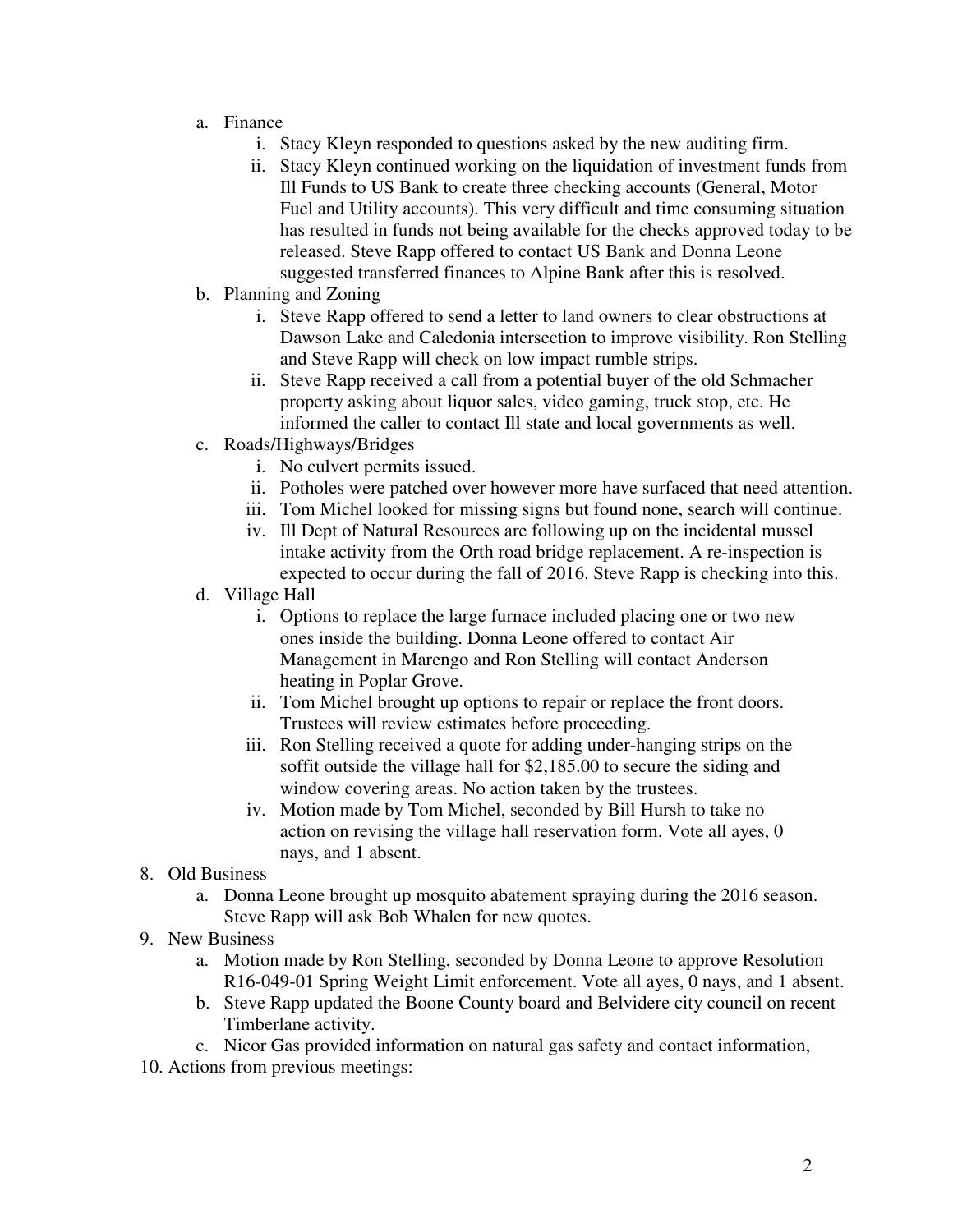a. Finance
    i. Stacy Kleyn responded to questions asked by the new auditing firm.
    ii. Stacy Kleyn continued working on the liquidation of investment funds from Ill Funds to US Bank to create three checking accounts (General, Motor Fuel and Utility accounts). This very difficult and time consuming situation has resulted in funds not being available for the checks approved today to be released. Steve Rapp offered to contact US Bank and Donna Leone suggested transferred finances to Alpine Bank after this is resolved.

b. Planning and Zoning
    i. Steve Rapp offered to send a letter to land owners to clear obstructions at Dawson Lake and Caledonia intersection to improve visibility. Ron Stelling and Steve Rapp will check on low impact rumble strips.
    ii. Steve Rapp received a call from a potential buyer of the old Schmacher property asking about liquor sales, video gaming, truck stop, etc. He informed the caller to contact Ill state and local governments as well.

c. Roads/Highways/Bridges
    i. No culvert permits issued.
    ii. Potholes were patched over however more have surfaced that need attention.
    iii. Tom Michel looked for missing signs but found none, search will continue.
    iv. Ill Dept of Natural Resources are following up on the incidental mussel intake activity from the Orth road bridge replacement. A re-inspection is expected to occur during the fall of 2016. Steve Rapp is checking into this.

d. Village Hall
    i. Options to replace the large furnace included placing one or two new ones inside the building. Donna Leone offered to contact Air Management in Marengo and Ron Stelling will contact Anderson heating in Poplar Grove.
    ii. Tom Michel brought up options to repair or replace the front doors. Trustees will review estimates before proceeding.
    iii. Ron Stelling received a quote for adding under-hanging strips on the soffit outside the village hall for $2,185.00 to secure the siding and window covering areas. No action taken by the trustees.
    iv. Motion made by Tom Michel, seconded by Bill Hursh to take no action on revising the village hall reservation form. Vote all ayes, 0 nays, and 1 absent.

8. Old Business
    a. Donna Leone brought up mosquito abatement spraying during the 2016 season. Steve Rapp will ask Bob Whalen for new quotes.
9. New Business
    a. Motion made by Ron Stelling, seconded by Donna Leone to approve Resolution R16-049-01 Spring Weight Limit enforcement. Vote all ayes, 0 nays, and 1 absent.
    b. Steve Rapp updated the Boone County board and Belvidere city council on recent Timberlane activity.
    c. Nicor Gas provided information on natural gas safety and contact information,
10. Actions from previous meetings: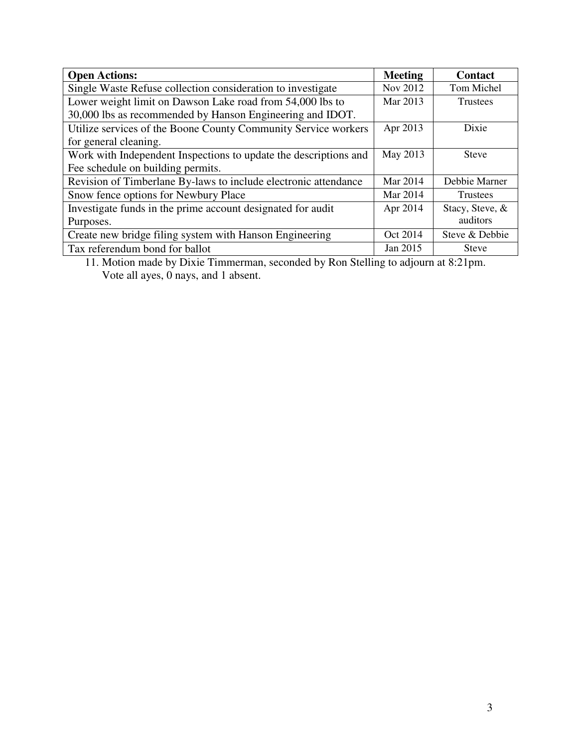| Open Actions: | Meeting | Contact |
|---|---|---|
| Single Waste Refuse collection consideration to investigate | Nov 2012 | Tom Michel |
| Lower weight limit on Dawson Lake road from 54,000 lbs to 30,000 lbs as recommended by Hanson Engineering and IDOT. | Mar 2013 | Trustees |
| Utilize services of the Boone County Community Service workers for general cleaning. | Apr 2013 | Dixie |
| Work with Independent Inspections to update the descriptions and Fee schedule on building permits. | May 2013 | Steve |
| Revision of Timberlane By-laws to include electronic attendance | Mar 2014 | Debbie Marner |
| Snow fence options for Newbury Place | Mar 2014 | Trustees |
| Investigate funds in the prime account designated for audit Purposes. | Apr 2014 | Stacy, Steve, & auditors |
| Create new bridge filing system with Hanson Engineering | Oct 2014 | Steve & Debbie |
| Tax referendum bond for ballot | Jan 2015 | Steve |

11. Motion made by Dixie Timmerman, seconded by Ron Stelling to adjourn at 8:21pm. Vote all ayes, 0 nays, and 1 absent.